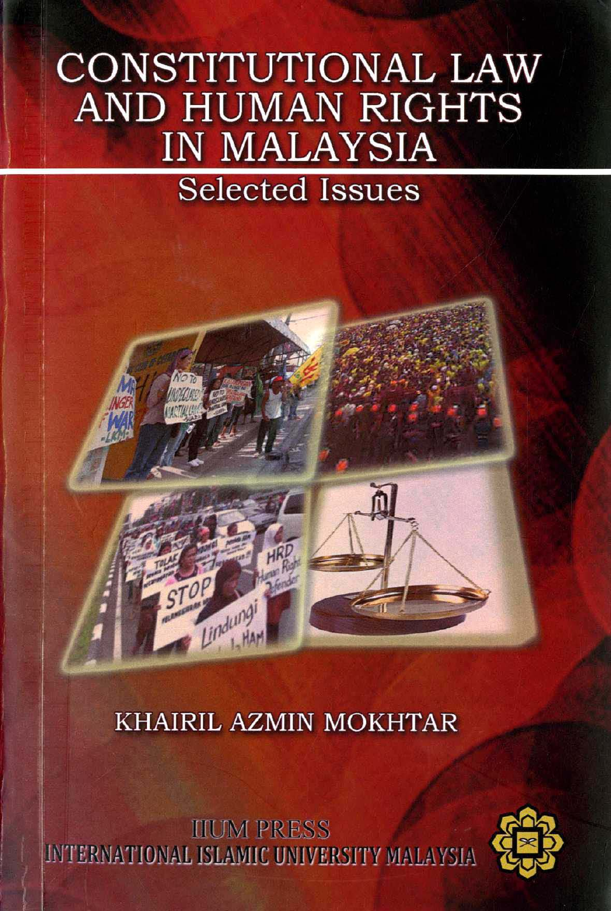# CONSTITUTIONAL LAW AND HUMAN RIGHTS IN MALAYSIA

## Selected Issues

KHAIRIL AZMIN MOKHTAR

IIUM PRESS
INTERNATIONAL ISLAMIC UNIVERSITY MALAYSIA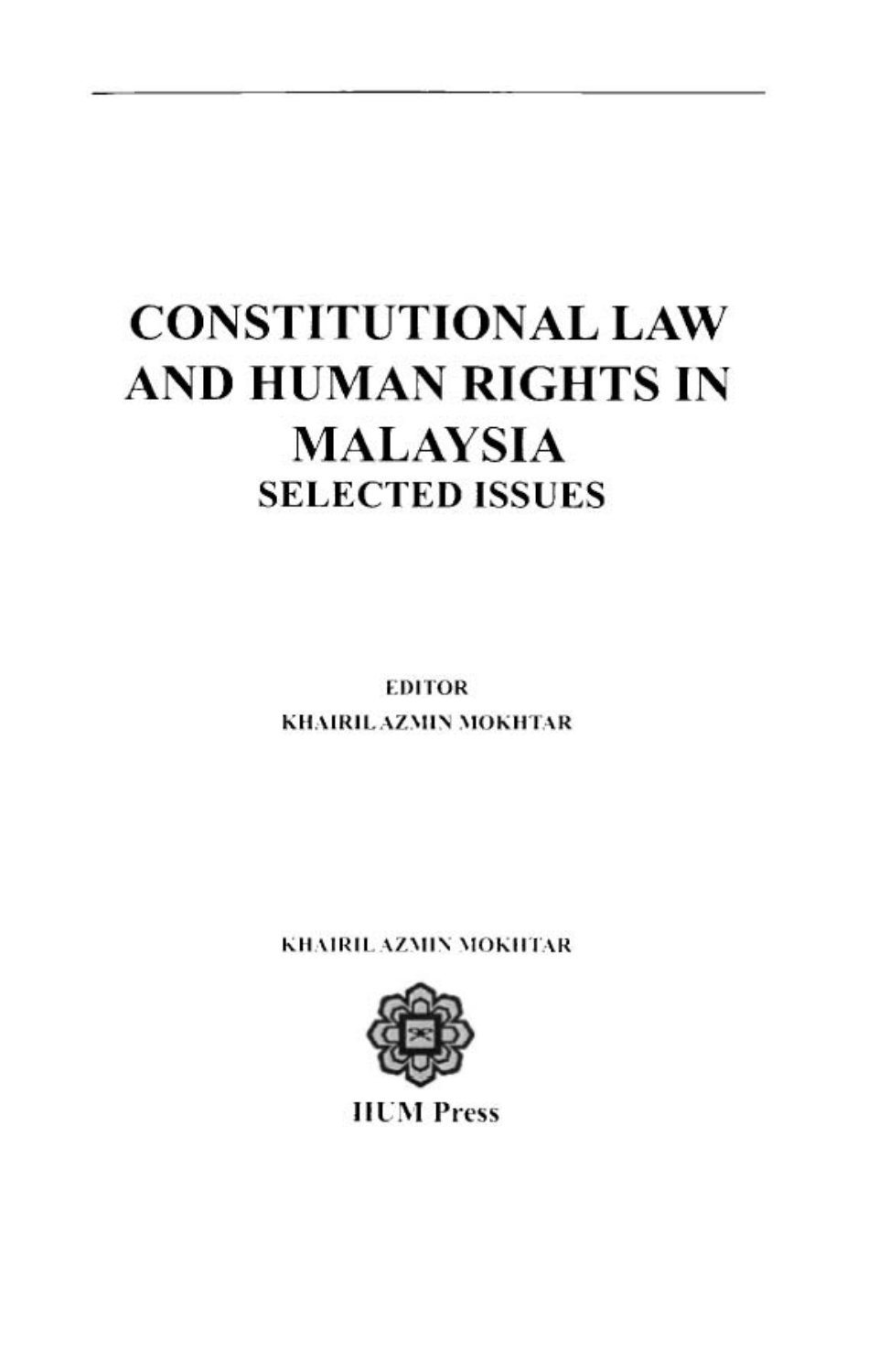# CONSTITUTIONAL LAW AND HUMAN RIGHTS IN MALAYSIA

## SELECTED ISSUES

**EDITOR**

**KHAIRIL AZMIN MOKHTAR**

**KHAIRIL AZMIN MOKHTAR**

**IIUM Press**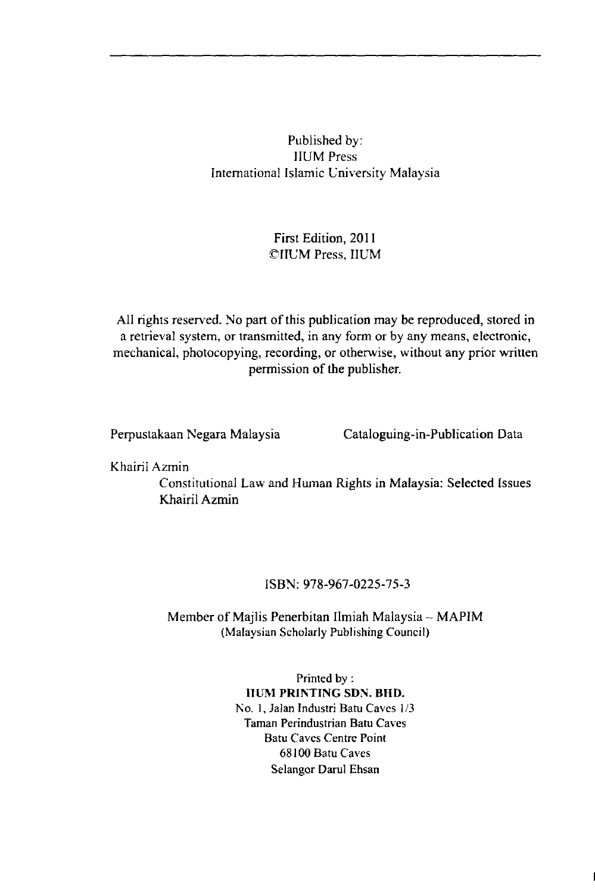Published by:
IIUM Press
International Islamic University Malaysia

First Edition, 2011
©IIUM Press, IIUM

All rights reserved. No part of this publication may be reproduced, stored in a retrieval system, or transmitted, in any form or by any means, electronic, mechanical, photocopying, recording, or otherwise, without any prior written permission of the publisher.

Perpustakaan Negara Malaysia Cataloguing-in-Publication Data

Khairil Azmin

Constitutional Law and Human Rights in Malaysia: Selected Issues
Khairil Azmin

ISBN: 978-967-0225-75-3

Member of Majlis Penerbitan Ilmiah Malaysia – MAPIM
(Malaysian Scholarly Publishing Council)

Printed by :
**IIUM PRINTING SDN. BHD.**
No. 1, Jalan Industri Batu Caves 1/3
Taman Perindustrian Batu Caves
Batu Caves Centre Point
68100 Batu Caves
Selangor Darul Ehsan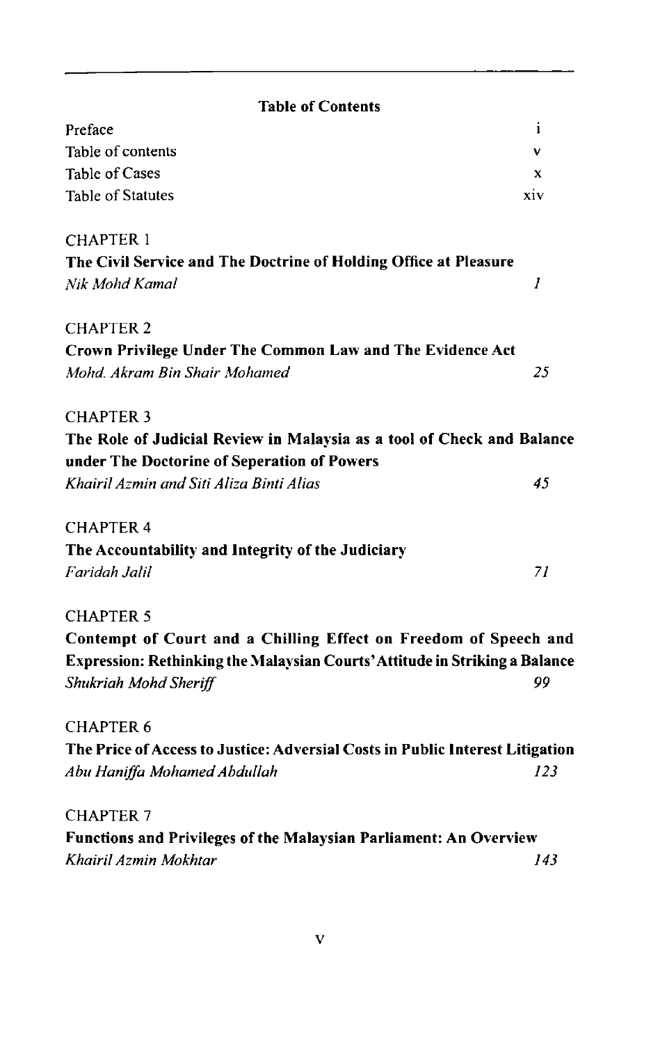## Table of Contents

| | |
|---|---|
| Preface | i |
| Table of contents | v |
| Table of Cases | x |
| Table of Statutes | xiv |

CHAPTER 1

**The Civil Service and The Doctrine of Holding Office at Pleasure**

*Nik Mohd Kamal* *1*

CHAPTER 2

**Crown Privilege Under The Common Law and The Evidence Act**

*Mohd. Akram Bin Shair Mohamed* *25*

CHAPTER 3

**The Role of Judicial Review in Malaysia as a tool of Check and Balance under The Doctorine of Seperation of Powers**

*Khairil Azmin and Siti Aliza Binti Alias* *45*

CHAPTER 4

**The Accountability and Integrity of the Judiciary**

*Faridah Jalil* *71*

CHAPTER 5

**Contempt of Court and a Chilling Effect on Freedom of Speech and Expression: Rethinking the Malaysian Courts' Attitude in Striking a Balance**

*Shukriah Mohd Sheriff* 99

CHAPTER 6

**The Price of Access to Justice: Adversial Costs in Public Interest Litigation**

*Abu Haniffa Mohamed Abdullah* *123*

CHAPTER 7

**Functions and Privileges of the Malaysian Parliament: An Overview**

*Khairil Azmin Mokhtar* *143*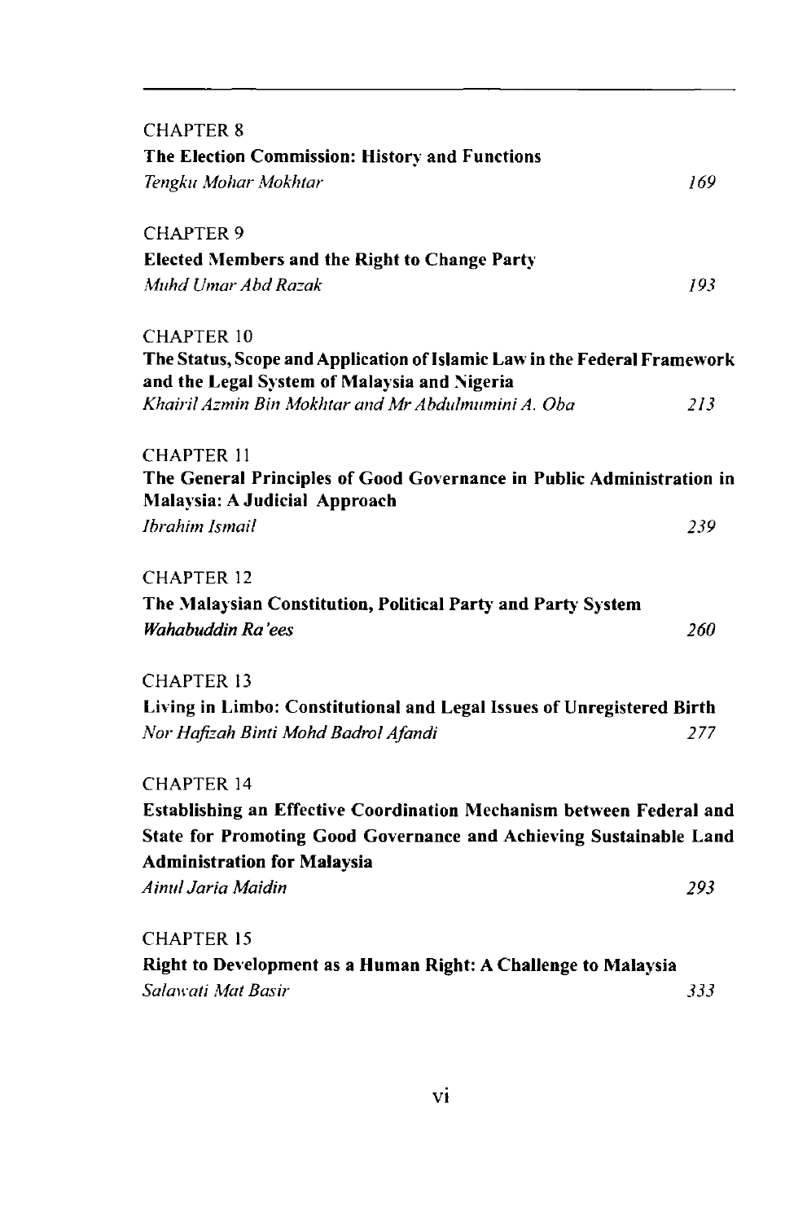CHAPTER 8

**The Election Commission: History and Functions**

*Tengku Mohar Mokhtar* 169

CHAPTER 9

**Elected Members and the Right to Change Party**

*Muhd Umar Abd Razak* 193

CHAPTER 10

**The Status, Scope and Application of Islamic Law in the Federal Framework and the Legal System of Malaysia and Nigeria**

*Khairil Azmin Bin Mokhtar and Mr Abdulmumini A. Oba* 213

CHAPTER 11

**The General Principles of Good Governance in Public Administration in Malaysia: A Judicial Approach**

*Ibrahim Ismail* 239

CHAPTER 12

**The Malaysian Constitution, Political Party and Party System**

*Wahabuddin Ra'ees* 260

CHAPTER 13

**Living in Limbo: Constitutional and Legal Issues of Unregistered Birth**

*Nor Hafizah Binti Mohd Badrol Afandi* 277

CHAPTER 14

**Establishing an Effective Coordination Mechanism between Federal and State for Promoting Good Governance and Achieving Sustainable Land Administration for Malaysia**

*Ainul Jaria Maidin* 293

CHAPTER 15

**Right to Development as a Human Right: A Challenge to Malaysia**

*Salawati Mat Basir* 333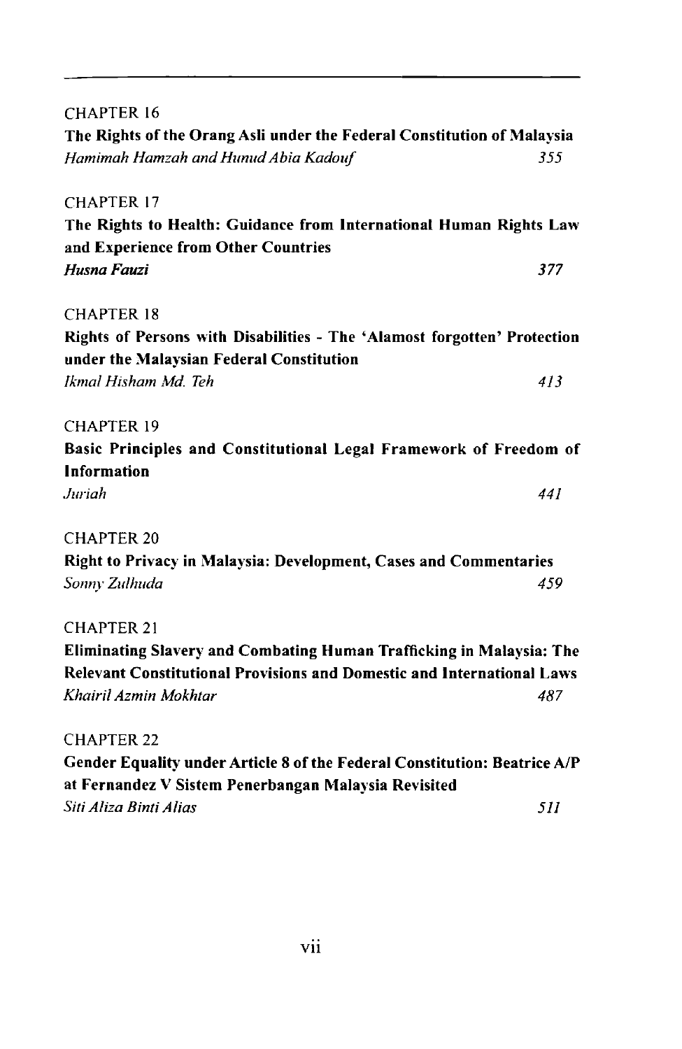CHAPTER 16

**The Rights of the Orang Asli under the Federal Constitution of Malaysia**

*Hamimah Hamzah and Hunud Abia Kadouf* 355

CHAPTER 17

**The Rights to Health: Guidance from International Human Rights Law and Experience from Other Countries**

***Husna Fauzi*** 377

CHAPTER 18

**Rights of Persons with Disabilities - The 'Alamost forgotten' Protection under the Malaysian Federal Constitution**

*Ikmal Hisham Md. Teh* 413

CHAPTER 19

**Basic Principles and Constitutional Legal Framework of Freedom of Information**

*Juriah* 441

CHAPTER 20

**Right to Privacy in Malaysia: Development, Cases and Commentaries**

*Sonny Zulhuda* 459

CHAPTER 21

**Eliminating Slavery and Combating Human Trafficking in Malaysia: The Relevant Constitutional Provisions and Domestic and International Laws**

*Khairil Azmin Mokhtar* 487

CHAPTER 22

**Gender Equality under Article 8 of the Federal Constitution: Beatrice A/P at Fernandez V Sistem Penerbangan Malaysia Revisited**

*Siti Aliza Binti Alias* 511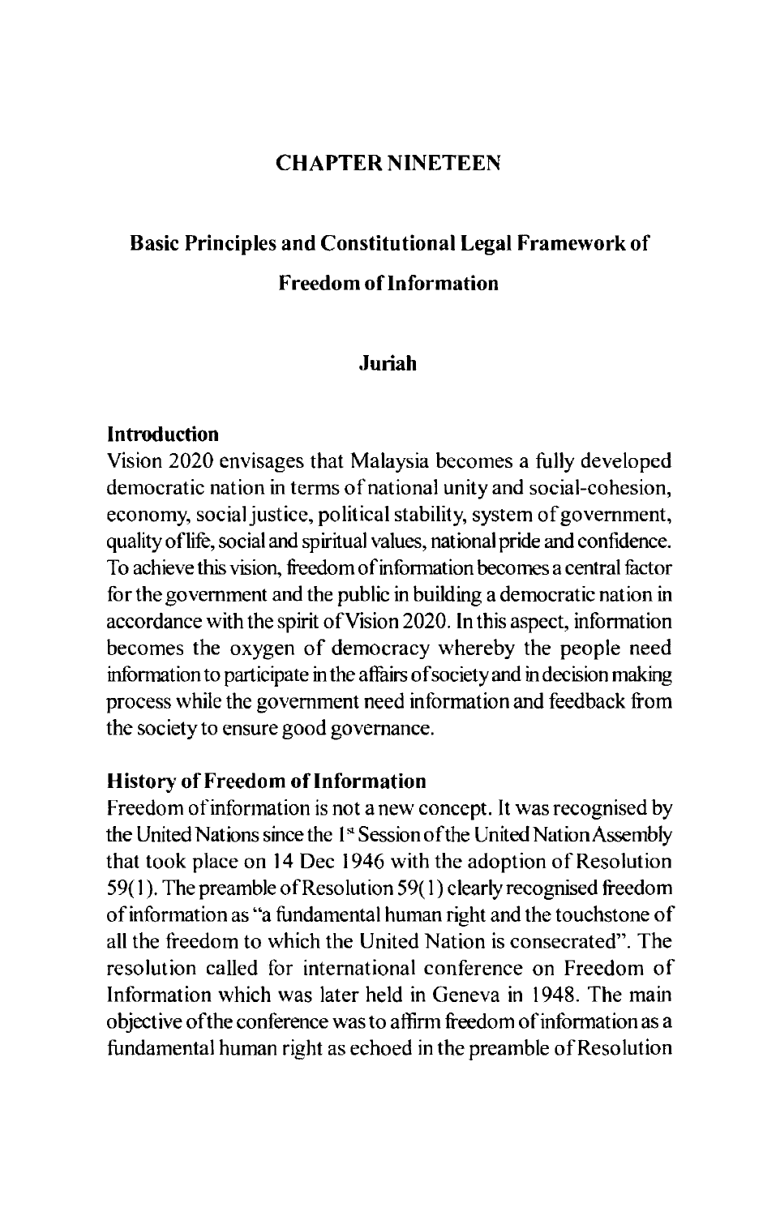# CHAPTER NINETEEN

## Basic Principles and Constitutional Legal Framework of Freedom of Information

**Juriah**

### Introduction

Vision 2020 envisages that Malaysia becomes a fully developed democratic nation in terms of national unity and social-cohesion, economy, social justice, political stability, system of government, quality of life, social and spiritual values, national pride and confidence. To achieve this vision, freedom of information becomes a central factor for the government and the public in building a democratic nation in accordance with the spirit of Vision 2020. In this aspect, information becomes the oxygen of democracy whereby the people need information to participate in the affairs of society and in decision making process while the government need information and feedback from the society to ensure good governance.

### History of Freedom of Information

Freedom of information is not a new concept. It was recognised by the United Nations since the 1st Session of the United Nation Assembly that took place on 14 Dec 1946 with the adoption of Resolution 59(1). The preamble of Resolution 59(1) clearly recognised freedom of information as "a fundamental human right and the touchstone of all the freedom to which the United Nation is consecrated". The resolution called for international conference on Freedom of Information which was later held in Geneva in 1948. The main objective of the conference was to affirm freedom of information as a fundamental human right as echoed in the preamble of Resolution